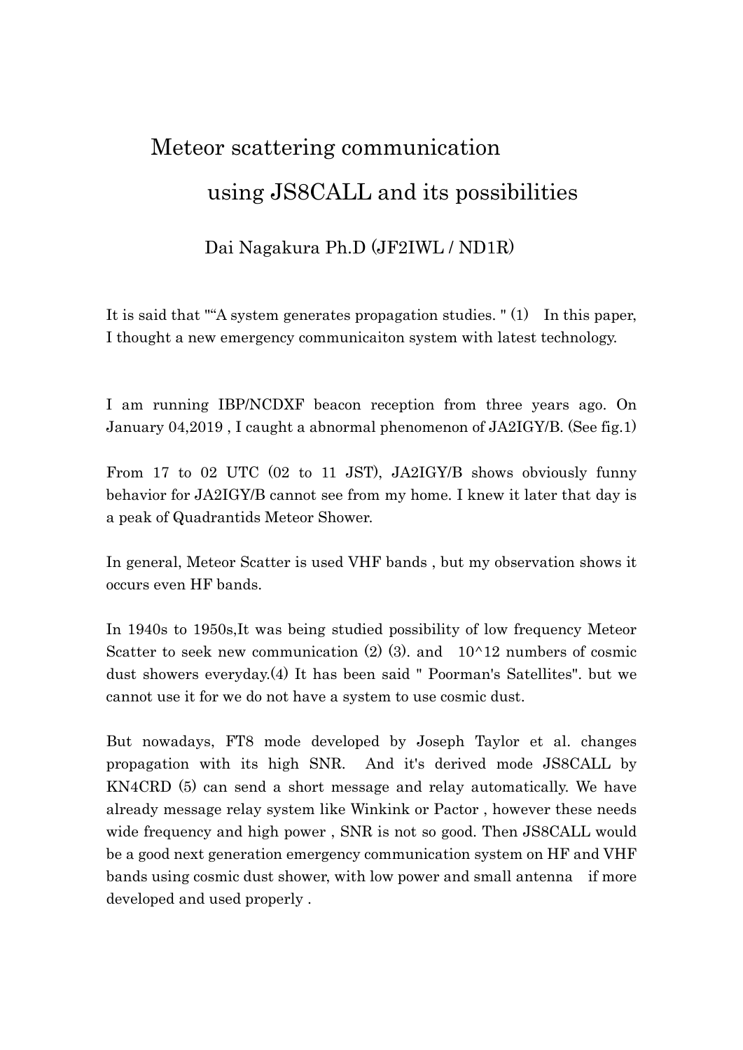# Meteor scattering communication using JS8CALL and its possibilities

Dai Nagakura Ph.D (JF2IWL / ND1R)

It is said that ""A system generates propagation studies. " (1)　In this paper, I thought a new emergency communicaiton system with latest technology.

I am running IBP/NCDXF beacon reception from three years ago. On January 04,2019 , I caught a abnormal phenomenon of JA2IGY/B. (See fig.1)

From 17 to 02 UTC (02 to 11 JST), JA2IGY/B shows obviously funny behavior for JA2IGY/B cannot see from my home. I knew it later that day is a peak of Quadrantids Meteor Shower.

In general, Meteor Scatter is used VHF bands , but my observation shows it occurs even HF bands.

In 1940s to 1950s,It was being studied possibility of low frequency Meteor Scatter to seek new communication (2) (3). and　10^12 numbers of cosmic dust showers everyday.(4) It has been said " Poorman's Satellites". but we cannot use it for we do not have a system to use cosmic dust.

But nowadays, FT8 mode developed by Joseph Taylor et al. changes propagation with its high SNR.　And it's derived mode JS8CALL by KN4CRD (5) can send a short message and relay automatically. We have already message relay system like Winkink or Pactor , however these needs wide frequency and high power , SNR is not so good. Then JS8CALL would be a good next generation emergency communication system on HF and VHF bands using cosmic dust shower, with low power and small antenna　if more developed and used properly .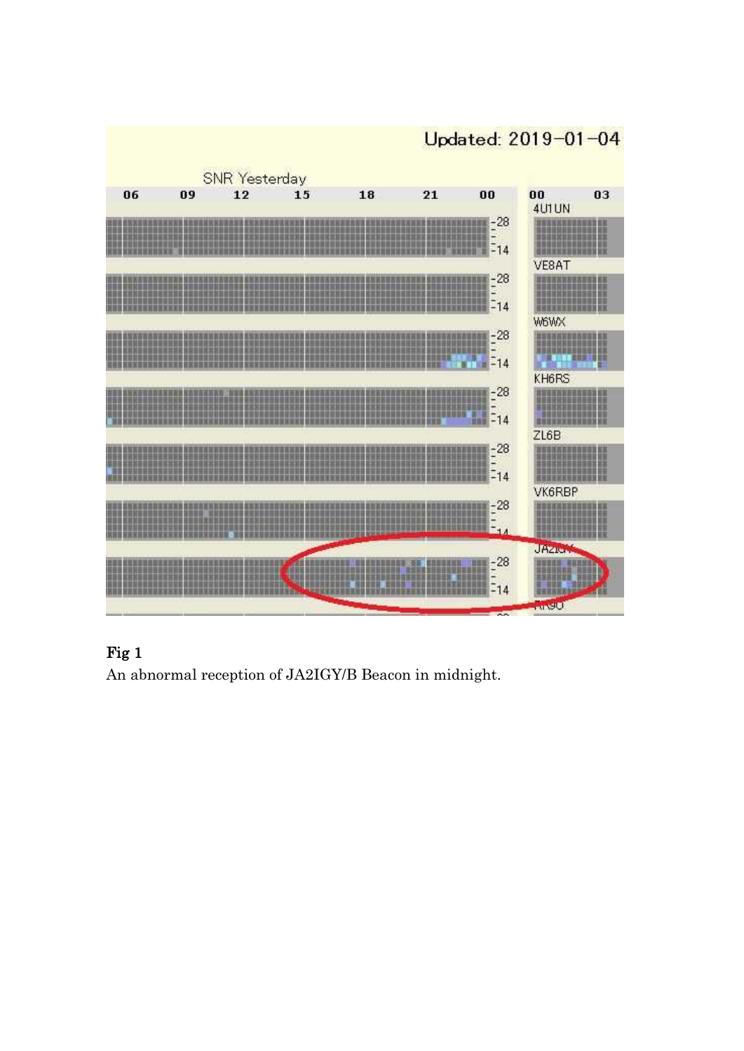**Fig 1**

An abnormal reception of JA2IGY/B Beacon in midnight.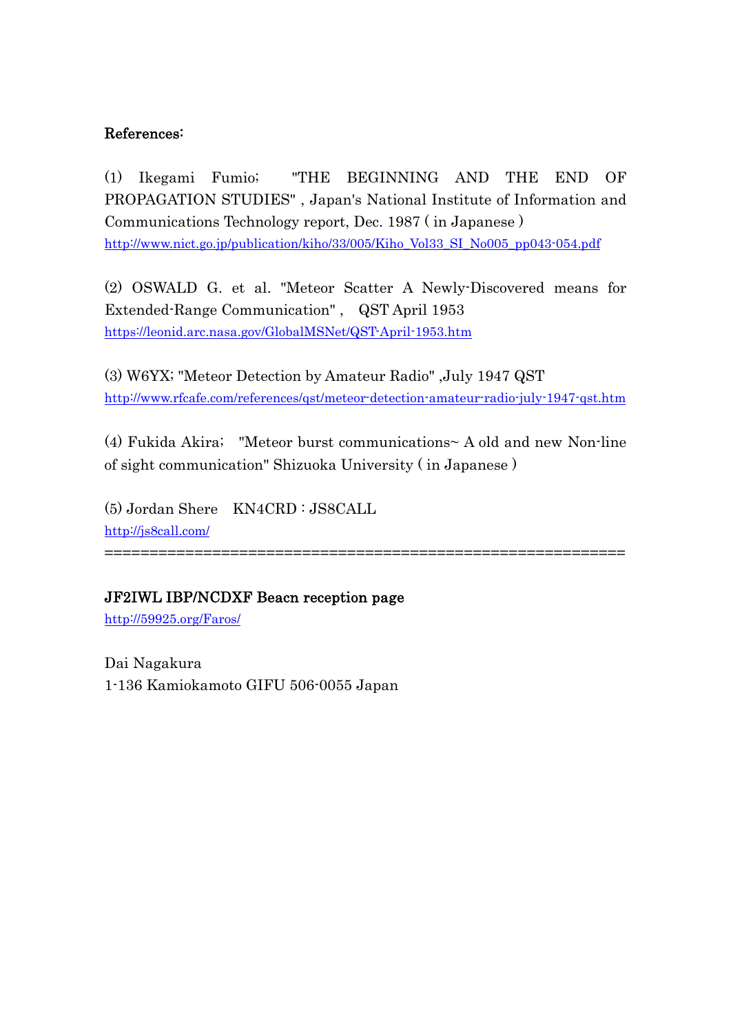**References:**

(1) Ikegami Fumio; "THE BEGINNING AND THE END OF PROPAGATION STUDIES" , Japan's National Institute of Information and Communications Technology report, Dec. 1987 ( in Japanese )
http://www.nict.go.jp/publication/kiho/33/005/Kiho_Vol33_SI_No005_pp043-054.pdf

(2) OSWALD G. et al. "Meteor Scatter A Newly-Discovered means for Extended-Range Communication" , QST April 1953
https://leonid.arc.nasa.gov/GlobalMSNet/QST-April-1953.htm

(3) W6YX; "Meteor Detection by Amateur Radio" ,July 1947 QST
http://www.rfcafe.com/references/qst/meteor-detection-amateur-radio-july-1947-qst.htm

(4) Fukida Akira; "Meteor burst communications~ A old and new Non-line of sight communication" Shizuoka University ( in Japanese )

(5) Jordan Shere KN4CRD : JS8CALL
http://js8call.com/

==========================================================

**JF2IWL IBP/NCDXF Beacn reception page**
http://59925.org/Faros/

Dai Nagakura
1-136 Kamiokamoto GIFU 506-0055 Japan